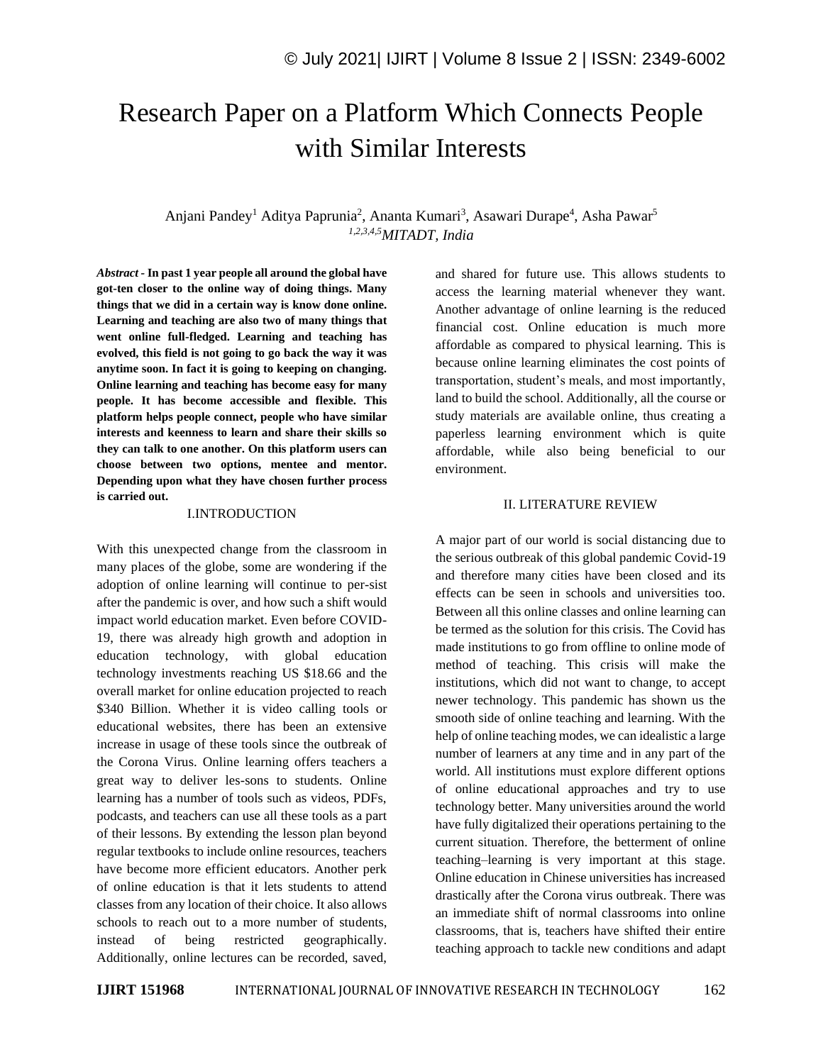# Research Paper on a Platform Which Connects People with Similar Interests

Anjani Pandey[1] Aditya Paprunia[2], Ananta Kumari[3], Asawari Durape[4], Asha Pawar[5]

[1,2,3,4,5]*MITADT, India*

***Abstract* - In past 1 year people all around the global have got-ten closer to the online way of doing things. Many things that we did in a certain way is know done online. Learning and teaching are also two of many things that went online full-fledged. Learning and teaching has evolved, this field is not going to go back the way it was anytime soon. In fact it is going to keeping on changing. Online learning and teaching has become easy for many people. It has become accessible and flexible. This platform helps people connect, people who have similar interests and keenness to learn and share their skills so they can talk to one another. On this platform users can choose between two options, mentee and mentor. Depending upon what they have chosen further process is carried out.**

## I.INTRODUCTION

With this unexpected change from the classroom in many places of the globe, some are wondering if the adoption of online learning will continue to per-sist after the pandemic is over, and how such a shift would impact world education market. Even before COVID-19, there was already high growth and adoption in education technology, with global education technology investments reaching US $18.66 and the overall market for online education projected to reach $340 Billion. Whether it is video calling tools or educational websites, there has been an extensive increase in usage of these tools since the outbreak of the Corona Virus. Online learning offers teachers a great way to deliver les-sons to students. Online learning has a number of tools such as videos, PDFs, podcasts, and teachers can use all these tools as a part of their lessons. By extending the lesson plan beyond regular textbooks to include online resources, teachers have become more efficient educators. Another perk of online education is that it lets students to attend classes from any location of their choice. It also allows schools to reach out to a more number of students, instead of being restricted geographically. Additionally, online lectures can be recorded, saved, and shared for future use. This allows students to access the learning material whenever they want. Another advantage of online learning is the reduced financial cost. Online education is much more affordable as compared to physical learning. This is because online learning eliminates the cost points of transportation, student's meals, and most importantly, land to build the school. Additionally, all the course or study materials are available online, thus creating a paperless learning environment which is quite affordable, while also being beneficial to our environment.

## II. LITERATURE REVIEW

A major part of our world is social distancing due to the serious outbreak of this global pandemic Covid-19 and therefore many cities have been closed and its effects can be seen in schools and universities too. Between all this online classes and online learning can be termed as the solution for this crisis. The Covid has made institutions to go from offline to online mode of method of teaching. This crisis will make the institutions, which did not want to change, to accept newer technology. This pandemic has shown us the smooth side of online teaching and learning. With the help of online teaching modes, we can idealistic a large number of learners at any time and in any part of the world. All institutions must explore different options of online educational approaches and try to use technology better. Many universities around the world have fully digitalized their operations pertaining to the current situation. Therefore, the betterment of online teaching–learning is very important at this stage. Online education in Chinese universities has increased drastically after the Corona virus outbreak. There was an immediate shift of normal classrooms into online classrooms, that is, teachers have shifted their entire teaching approach to tackle new conditions and adapt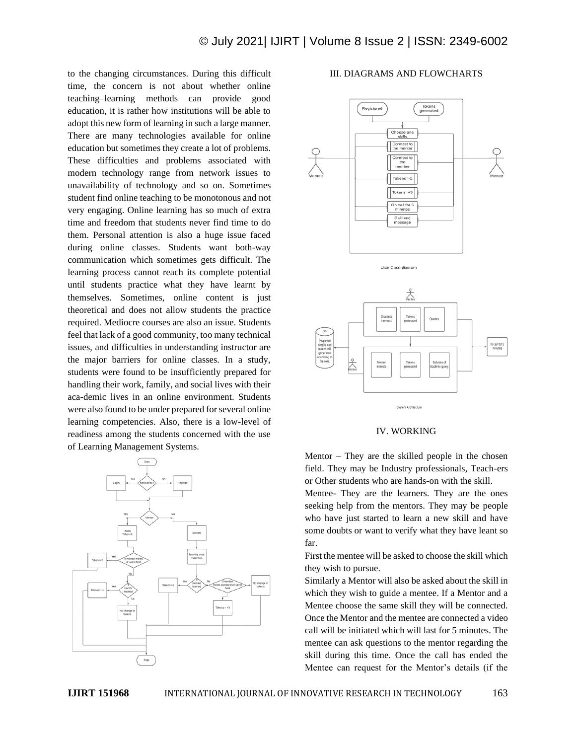to the changing circumstances. During this difficult time, the concern is not about whether online teaching–learning methods can provide good education, it is rather how institutions will be able to adopt this new form of learning in such a large manner. There are many technologies available for online education but sometimes they create a lot of problems. These difficulties and problems associated with modern technology range from network issues to unavailability of technology and so on. Sometimes student find online teaching to be monotonous and not very engaging. Online learning has so much of extra time and freedom that students never find time to do them. Personal attention is also a huge issue faced during online classes. Students want both-way communication which sometimes gets difficult. The learning process cannot reach its complete potential until students practice what they have learnt by themselves. Sometimes, online content is just theoretical and does not allow students the practice required. Mediocre courses are also an issue. Students feel that lack of a good community, too many technical issues, and difficulties in understanding instructor are the major barriers for online classes. In a study, students were found to be insufficiently prepared for handling their work, family, and social lives with their aca-demic lives in an online environment. Students were also found to be under prepared for several online learning competencies. Also, there is a low-level of readiness among the students concerned with the use of Learning Management Systems.

## III. DIAGRAMS AND FLOWCHARTS

User Case diagram

System Architecture

## IV. WORKING

Mentor – They are the skilled people in the chosen field. They may be Industry professionals, Teach-ers or Other students who are hands-on with the skill.

Mentee- They are the learners. They are the ones seeking help from the mentors. They may be people who have just started to learn a new skill and have some doubts or want to verify what they have leant so far.

First the mentee will be asked to choose the skill which they wish to pursue.

Similarly a Mentor will also be asked about the skill in which they wish to guide a mentee. If a Mentor and a Mentee choose the same skill they will be connected. Once the Mentor and the mentee are connected a video call will be initiated which will last for 5 minutes. The mentee can ask questions to the mentor regarding the skill during this time. Once the call has ended the Mentee can request for the Mentor's details (if the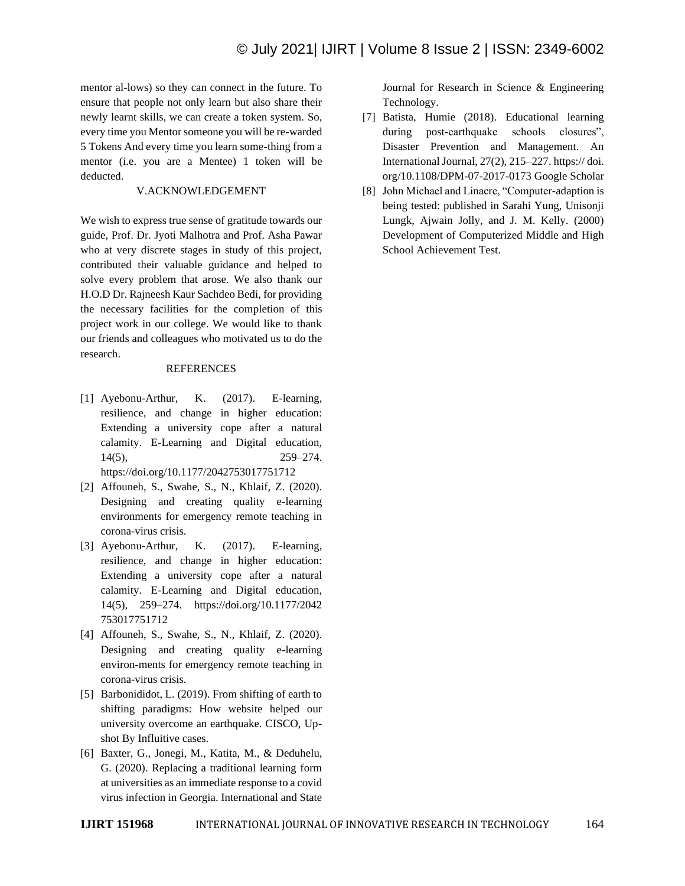mentor al-lows) so they can connect in the future. To ensure that people not only learn but also share their newly learnt skills, we can create a token system. So, every time you Mentor someone you will be re-warded 5 Tokens And every time you learn some-thing from a mentor (i.e. you are a Mentee) 1 token will be deducted.

## V.ACKNOWLEDGEMENT

We wish to express true sense of gratitude towards our guide, Prof. Dr. Jyoti Malhotra and Prof. Asha Pawar who at very discrete stages in study of this project, contributed their valuable guidance and helped to solve every problem that arose. We also thank our H.O.D Dr. Rajneesh Kaur Sachdeo Bedi, for providing the necessary facilities for the completion of this project work in our college. We would like to thank our friends and colleagues who motivated us to do the research.

## REFERENCES

[1] Ayebonu-Arthur, K. (2017). E-learning, resilience, and change in higher education: Extending a university cope after a natural calamity. E-Learning and Digital education, 14(5), 259–274. https://doi.org/10.1177/2042753017751712

[2] Affouneh, S., Swahe, S., N., Khlaif, Z. (2020). Designing and creating quality e-learning environments for emergency remote teaching in corona-virus crisis.

[3] Ayebonu-Arthur, K. (2017). E-learning, resilience, and change in higher education: Extending a university cope after a natural calamity. E-Learning and Digital education, 14(5), 259–274. https://doi.org/10.1177/2042753017751712

[4] Affouneh, S., Swahe, S., N., Khlaif, Z. (2020). Designing and creating quality e-learning environ-ments for emergency remote teaching in corona-virus crisis.

[5] Barbonididot, L. (2019). From shifting of earth to shifting paradigms: How website helped our university overcome an earthquake. CISCO, Up-shot By Influitive cases.

[6] Baxter, G., Jonegi, M., Katita, M., & Deduhelu, G. (2020). Replacing a traditional learning form at universities as an immediate response to a covid virus infection in Georgia. International and State Journal for Research in Science & Engineering Technology.

[7] Batista, Humie (2018). Educational learning during post-earthquake schools closures", Disaster Prevention and Management. An International Journal, 27(2), 215–227. https:// doi. org/10.1108/DPM-07-2017-0173 Google Scholar

[8] John Michael and Linacre, "Computer-adaption is being tested: published in Sarahi Yung, Unisonji Lungk, Ajwain Jolly, and J. M. Kelly. (2000) Development of Computerized Middle and High School Achievement Test.